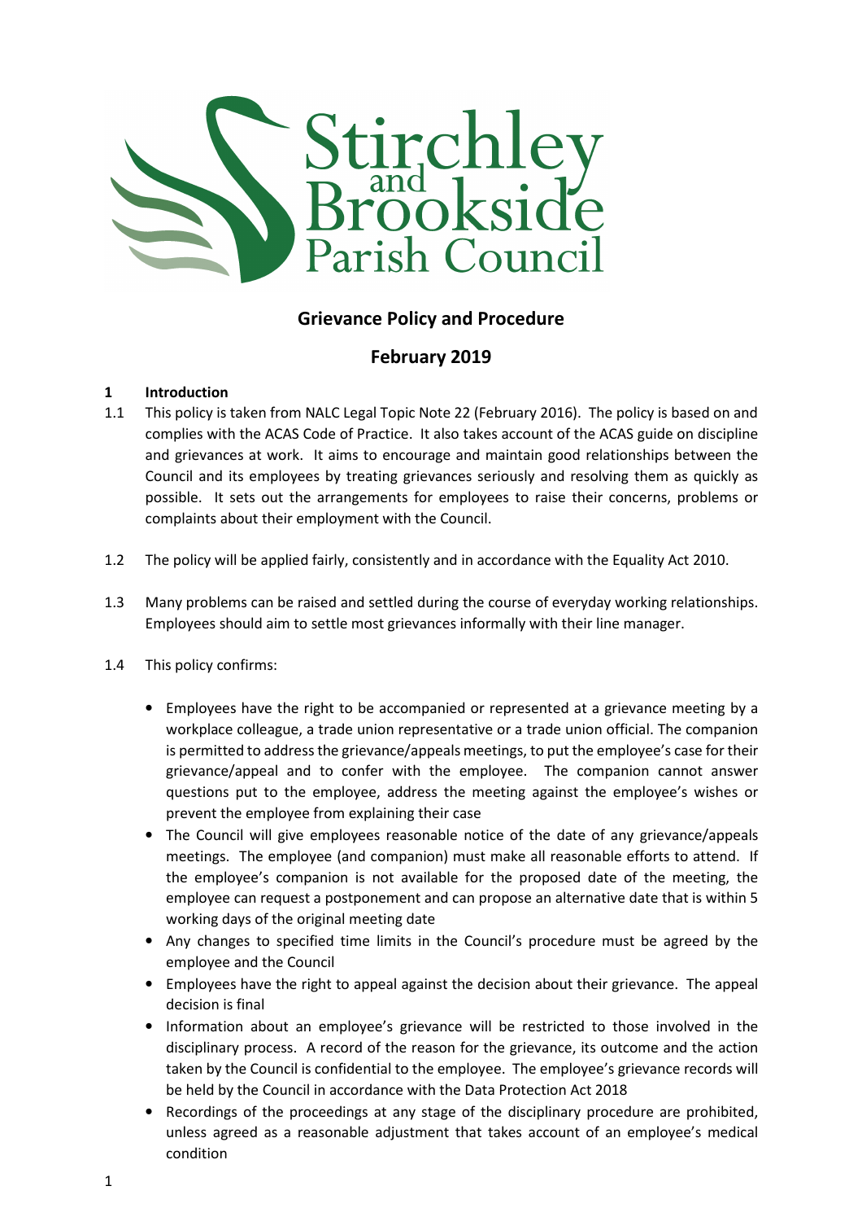# Grievance Policy and Procedure

## February 2019

### 1 Introduction

1.1 This policy is taken from NALC Legal Topic Note 22 (February 2016). The policy is based on and complies with the ACAS Code of Practice. It also takes account of the ACAS guide on discipline and grievances at work. It aims to encourage and maintain good relationships between the Council and its employees by treating grievances seriously and resolving them as quickly as possible. It sets out the arrangements for employees to raise their concerns, problems or complaints about their employment with the Council.

1.2 The policy will be applied fairly, consistently and in accordance with the Equality Act 2010.

1.3 Many problems can be raised and settled during the course of everyday working relationships. Employees should aim to settle most grievances informally with their line manager.

1.4 This policy confirms:

- Employees have the right to be accompanied or represented at a grievance meeting by a workplace colleague, a trade union representative or a trade union official. The companion is permitted to address the grievance/appeals meetings, to put the employee's case for their grievance/appeal and to confer with the employee. The companion cannot answer questions put to the employee, address the meeting against the employee's wishes or prevent the employee from explaining their case
- The Council will give employees reasonable notice of the date of any grievance/appeals meetings. The employee (and companion) must make all reasonable efforts to attend. If the employee's companion is not available for the proposed date of the meeting, the employee can request a postponement and can propose an alternative date that is within 5 working days of the original meeting date
- Any changes to specified time limits in the Council's procedure must be agreed by the employee and the Council
- Employees have the right to appeal against the decision about their grievance. The appeal decision is final
- Information about an employee's grievance will be restricted to those involved in the disciplinary process. A record of the reason for the grievance, its outcome and the action taken by the Council is confidential to the employee. The employee's grievance records will be held by the Council in accordance with the Data Protection Act 2018
- Recordings of the proceedings at any stage of the disciplinary procedure are prohibited, unless agreed as a reasonable adjustment that takes account of an employee's medical condition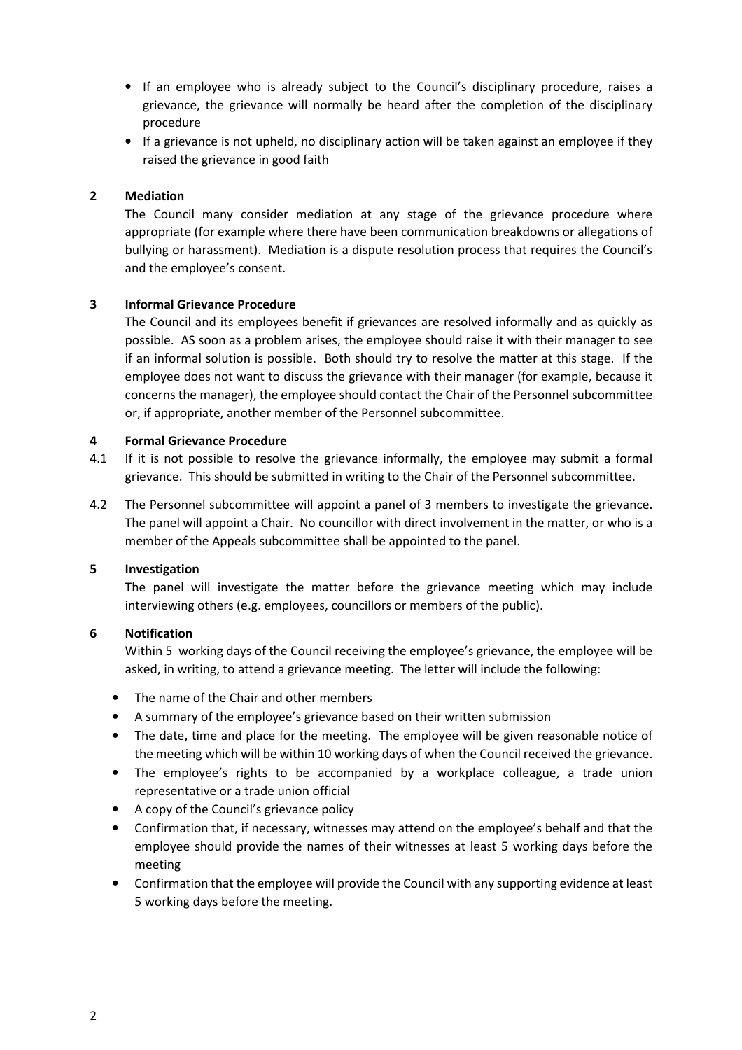- If an employee who is already subject to the Council's disciplinary procedure, raises a grievance, the grievance will normally be heard after the completion of the disciplinary procedure
- If a grievance is not upheld, no disciplinary action will be taken against an employee if they raised the grievance in good faith

## 2 Mediation

The Council many consider mediation at any stage of the grievance procedure where appropriate (for example where there have been communication breakdowns or allegations of bullying or harassment). Mediation is a dispute resolution process that requires the Council's and the employee's consent.

## 3 Informal Grievance Procedure

The Council and its employees benefit if grievances are resolved informally and as quickly as possible. AS soon as a problem arises, the employee should raise it with their manager to see if an informal solution is possible. Both should try to resolve the matter at this stage. If the employee does not want to discuss the grievance with their manager (for example, because it concerns the manager), the employee should contact the Chair of the Personnel subcommittee or, if appropriate, another member of the Personnel subcommittee.

## 4 Formal Grievance Procedure

4.1 If it is not possible to resolve the grievance informally, the employee may submit a formal grievance. This should be submitted in writing to the Chair of the Personnel subcommittee.

4.2 The Personnel subcommittee will appoint a panel of 3 members to investigate the grievance. The panel will appoint a Chair. No councillor with direct involvement in the matter, or who is a member of the Appeals subcommittee shall be appointed to the panel.

## 5 Investigation

The panel will investigate the matter before the grievance meeting which may include interviewing others (e.g. employees, councillors or members of the public).

## 6 Notification

Within 5 working days of the Council receiving the employee's grievance, the employee will be asked, in writing, to attend a grievance meeting. The letter will include the following:

- The name of the Chair and other members
- A summary of the employee's grievance based on their written submission
- The date, time and place for the meeting. The employee will be given reasonable notice of the meeting which will be within 10 working days of when the Council received the grievance.
- The employee's rights to be accompanied by a workplace colleague, a trade union representative or a trade union official
- A copy of the Council's grievance policy
- Confirmation that, if necessary, witnesses may attend on the employee's behalf and that the employee should provide the names of their witnesses at least 5 working days before the meeting
- Confirmation that the employee will provide the Council with any supporting evidence at least 5 working days before the meeting.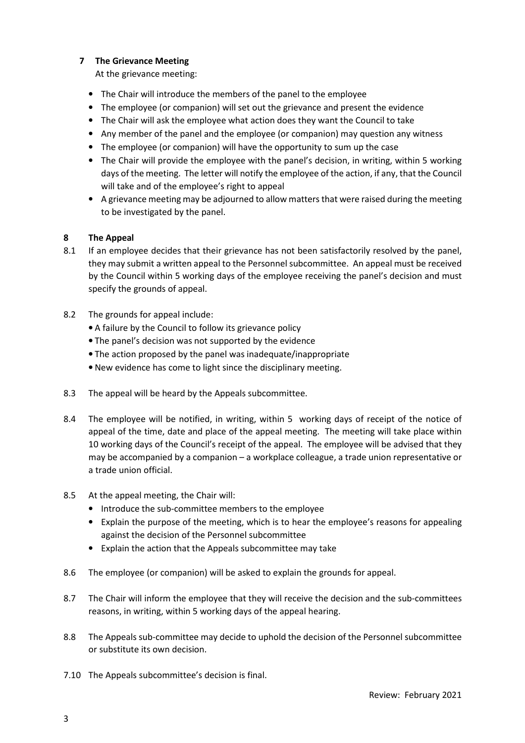## 7 The Grievance Meeting

At the grievance meeting:

- The Chair will introduce the members of the panel to the employee
- The employee (or companion) will set out the grievance and present the evidence
- The Chair will ask the employee what action does they want the Council to take
- Any member of the panel and the employee (or companion) may question any witness
- The employee (or companion) will have the opportunity to sum up the case
- The Chair will provide the employee with the panel's decision, in writing, within 5 working days of the meeting. The letter will notify the employee of the action, if any, that the Council will take and of the employee's right to appeal
- A grievance meeting may be adjourned to allow matters that were raised during the meeting to be investigated by the panel.

## 8 The Appeal

8.1 If an employee decides that their grievance has not been satisfactorily resolved by the panel, they may submit a written appeal to the Personnel subcommittee. An appeal must be received by the Council within 5 working days of the employee receiving the panel's decision and must specify the grounds of appeal.

8.2 The grounds for appeal include:

- A failure by the Council to follow its grievance policy
- The panel's decision was not supported by the evidence
- The action proposed by the panel was inadequate/inappropriate
- New evidence has come to light since the disciplinary meeting.

8.3 The appeal will be heard by the Appeals subcommittee.

8.4 The employee will be notified, in writing, within 5 working days of receipt of the notice of appeal of the time, date and place of the appeal meeting. The meeting will take place within 10 working days of the Council's receipt of the appeal. The employee will be advised that they may be accompanied by a companion – a workplace colleague, a trade union representative or a trade union official.

8.5 At the appeal meeting, the Chair will:

- Introduce the sub-committee members to the employee
- Explain the purpose of the meeting, which is to hear the employee's reasons for appealing against the decision of the Personnel subcommittee
- Explain the action that the Appeals subcommittee may take

8.6 The employee (or companion) will be asked to explain the grounds for appeal.

8.7 The Chair will inform the employee that they will receive the decision and the sub-committees reasons, in writing, within 5 working days of the appeal hearing.

8.8 The Appeals sub-committee may decide to uphold the decision of the Personnel subcommittee or substitute its own decision.

7.10 The Appeals subcommittee's decision is final.

Review: February 2021